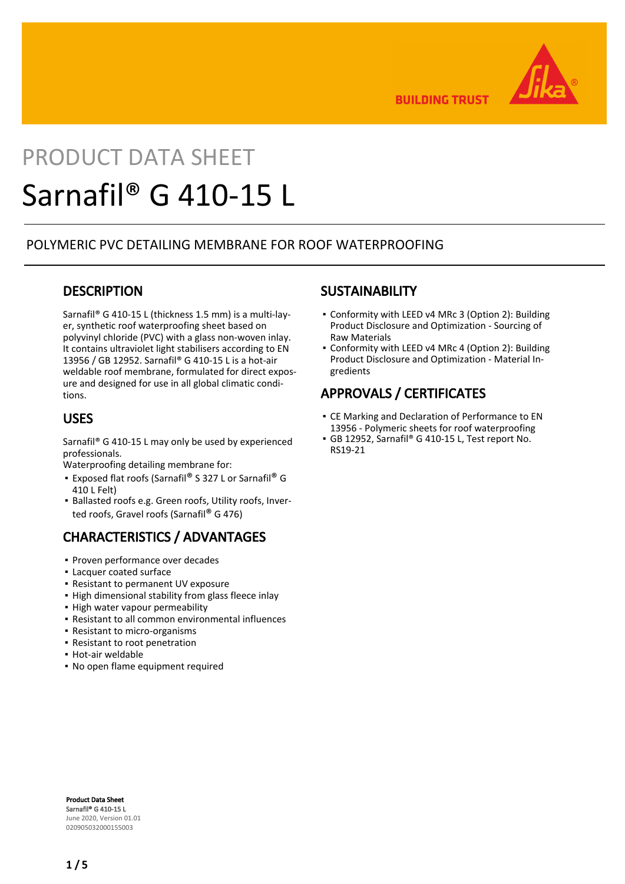# PRODUCT DATA SHEET

# Sarnafil® G 410-15 L

POLYMERIC PVC DETAILING MEMBRANE FOR ROOF WATERPROOFING

## DESCRIPTION

Sarnafil® G 410-15 L (thickness 1.5 mm) is a multi-layer, synthetic roof waterproofing sheet based on polyvinyl chloride (PVC) with a glass non-woven inlay. It contains ultraviolet light stabilisers according to EN 13956 / GB 12952. Sarnafil® G 410-15 L is a hot-air weldable roof membrane, formulated for direct exposure and designed for use in all global climatic conditions.

## USES

Sarnafil® G 410-15 L may only be used by experienced professionals.

Waterproofing detailing membrane for:

- Exposed flat roofs (Sarnafil® S 327 L or Sarnafil® G 410 L Felt)
- Ballasted roofs e.g. Green roofs, Utility roofs, Inverted roofs, Gravel roofs (Sarnafil® G 476)

## CHARACTERISTICS / ADVANTAGES

- Proven performance over decades
- Lacquer coated surface
- Resistant to permanent UV exposure
- High dimensional stability from glass fleece inlay
- High water vapour permeability
- Resistant to all common environmental influences
- Resistant to micro-organisms
- Resistant to root penetration
- Hot-air weldable
- No open flame equipment required

## SUSTAINABILITY

- Conformity with LEED v4 MRc 3 (Option 2): Building Product Disclosure and Optimization - Sourcing of Raw Materials
- Conformity with LEED v4 MRc 4 (Option 2): Building Product Disclosure and Optimization - Material Ingredients

## APPROVALS / CERTIFICATES

- CE Marking and Declaration of Performance to EN 13956 - Polymeric sheets for roof waterproofing
- GB 12952, Sarnafil® G 410-15 L, Test report No. RS19-21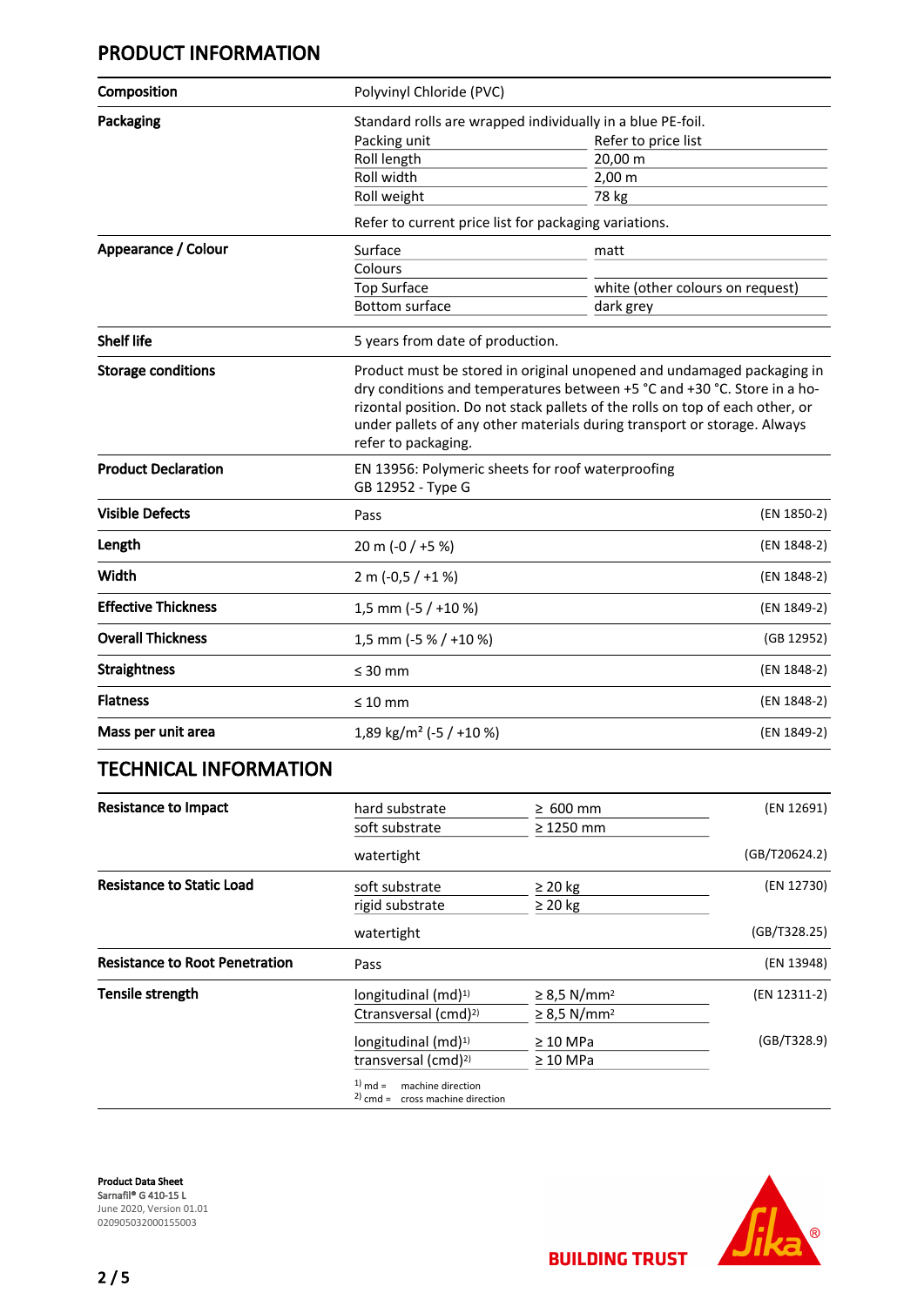## PRODUCT INFORMATION

| | | | |
|---|---|---|---|
| **Composition** | Polyvinyl Chloride (PVC) | | |
| **Packaging** | Standard rolls are wrapped individually in a blue PE-foil. | | |
| | Packing unit | Refer to price list | |
| | Roll length | 20,00 m | |
| | Roll width | 2,00 m | |
| | Roll weight | 78 kg | |
| | Refer to current price list for packaging variations. | | |
| **Appearance / Colour** | Surface | matt | |
| | Colours | | |
| | Top Surface | white (other colours on request) | |
| | Bottom surface | dark grey | |
| **Shelf life** | 5 years from date of production. | | |
| **Storage conditions** | Product must be stored in original unopened and undamaged packaging in dry conditions and temperatures between +5 °C and +30 °C. Store in a horizontal position. Do not stack pallets of the rolls on top of each other, or under pallets of any other materials during transport or storage. Always refer to packaging. | | |
| **Product Declaration** | EN 13956: Polymeric sheets for roof waterproofing<br>GB 12952 - Type G | | |
| **Visible Defects** | Pass | | (EN 1850-2) |
| **Length** | 20 m (-0 / +5 %) | | (EN 1848-2) |
| **Width** | 2 m (-0,5 / +1 %) | | (EN 1848-2) |
| **Effective Thickness** | 1,5 mm (-5 / +10 %) | | (EN 1849-2) |
| **Overall Thickness** | 1,5 mm (-5 % / +10 %) | | (GB 12952) |
| **Straightness** | ≤ 30 mm | | (EN 1848-2) |
| **Flatness** | ≤ 10 mm | | (EN 1848-2) |
| **Mass per unit area** | 1,89 kg/m² (-5 / +10 %) | | (EN 1849-2) |

## TECHNICAL INFORMATION

| | | | |
|---|---|---|---|
| **Resistance to Impact** | hard substrate | ≥ 600 mm | (EN 12691) |
| | soft substrate | ≥ 1250 mm | |
| | watertight | | (GB/T20624.2) |
| **Resistance to Static Load** | soft substrate | ≥ 20 kg | (EN 12730) |
| | rigid substrate | ≥ 20 kg | |
| | watertight | | (GB/T328.25) |
| **Resistance to Root Penetration** | Pass | | (EN 13948) |
| **Tensile strength** | longitudinal (md)[1] | ≥ 8,5 N/mm² | (EN 12311-2) |
| | Ctransversal (cmd)[2] | ≥ 8,5 N/mm² | |
| | longitudinal (md)[1] | ≥ 10 MPa | (GB/T328.9) |
| | transversal (cmd)[2] | ≥ 10 MPa | |

[1] md = machine direction
[2] cmd = cross machine direction

**Product Data Sheet**
**Sarnafil® G 410-15 L**
June 2020, Version 01.01
020905032000155003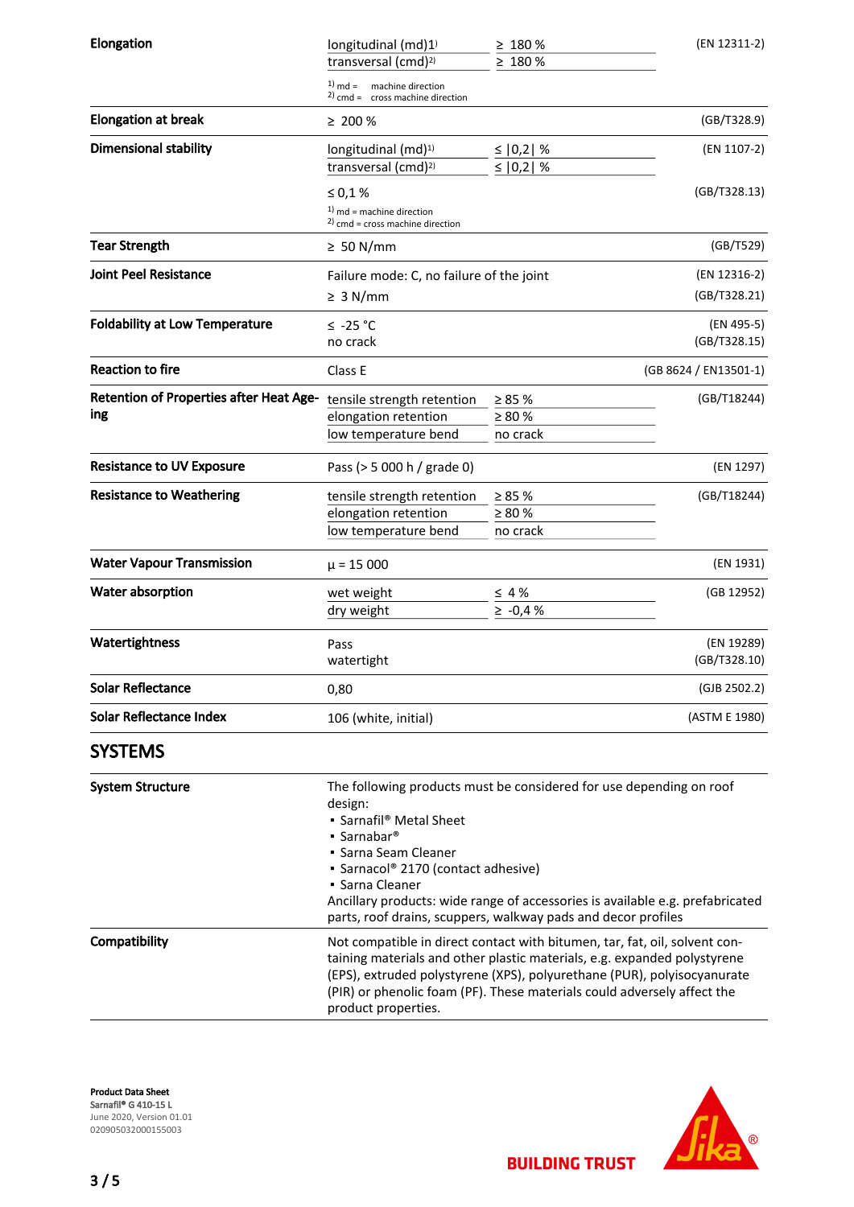| Property | Value | | Standard |
|---|---|---|---|
| **Elongation** | longitudinal (md)[1] | ≥ 180 % | (EN 12311-2) |
| | transversal (cmd)[2] | ≥ 180 % | |
| | [1] md = machine direction<br>[2] cmd = cross machine direction | | |
| **Elongation at break** | ≥ 200 % | | (GB/T328.9) |
| **Dimensional stability** | longitudinal (md)[1] | ≤ \|0,2\| % | (EN 1107-2) |
| | transversal (cmd)[2] | ≤ \|0,2\| % | |
| | ≤ 0,1 % | | (GB/T328.13) |
| | [1] md = machine direction<br>[2] cmd = cross machine direction | | |
| **Tear Strength** | ≥ 50 N/mm | | (GB/T529) |
| **Joint Peel Resistance** | Failure mode: C, no failure of the joint | | (EN 12316-2) |
| | ≥ 3 N/mm | | (GB/T328.21) |
| **Foldability at Low Temperature** | ≤ -25 °C<br>no crack | | (EN 495-5)<br>(GB/T328.15) |
| **Reaction to fire** | Class E | | (GB 8624 / EN13501-1) |
| **Retention of Properties after Heat Ageing** | tensile strength retention | ≥ 85 % | (GB/T18244) |
| | elongation retention | ≥ 80 % | |
| | low temperature bend | no crack | |
| **Resistance to UV Exposure** | Pass (> 5 000 h / grade 0) | | (EN 1297) |
| **Resistance to Weathering** | tensile strength retention | ≥ 85 % | (GB/T18244) |
| | elongation retention | ≥ 80 % | |
| | low temperature bend | no crack | |
| **Water Vapour Transmission** | μ = 15 000 | | (EN 1931) |
| **Water absorption** | wet weight | ≤ 4 % | (GB 12952) |
| | dry weight | ≥ -0,4 % | |
| **Watertightness** | Pass<br>watertight | | (EN 19289)<br>(GB/T328.10) |
| **Solar Reflectance** | 0,80 | | (GJB 2502.2) |
| **Solar Reflectance Index** | 106 (white, initial) | | (ASTM E 1980) |

## SYSTEMS

**System Structure**

The following products must be considered for use depending on roof design:

- Sarnafil® Metal Sheet
- Sarnabar®
- Sarna Seam Cleaner
- Sarnacol® 2170 (contact adhesive)
- Sarna Cleaner

Ancillary products: wide range of accessories is available e.g. prefabricated parts, roof drains, scuppers, walkway pads and decor profiles

**Compatibility**

Not compatible in direct contact with bitumen, tar, fat, oil, solvent containing materials and other plastic materials, e.g. expanded polystyrene (EPS), extruded polystyrene (XPS), polyurethane (PUR), polyisocyanurate (PIR) or phenolic foam (PF). These materials could adversely affect the product properties.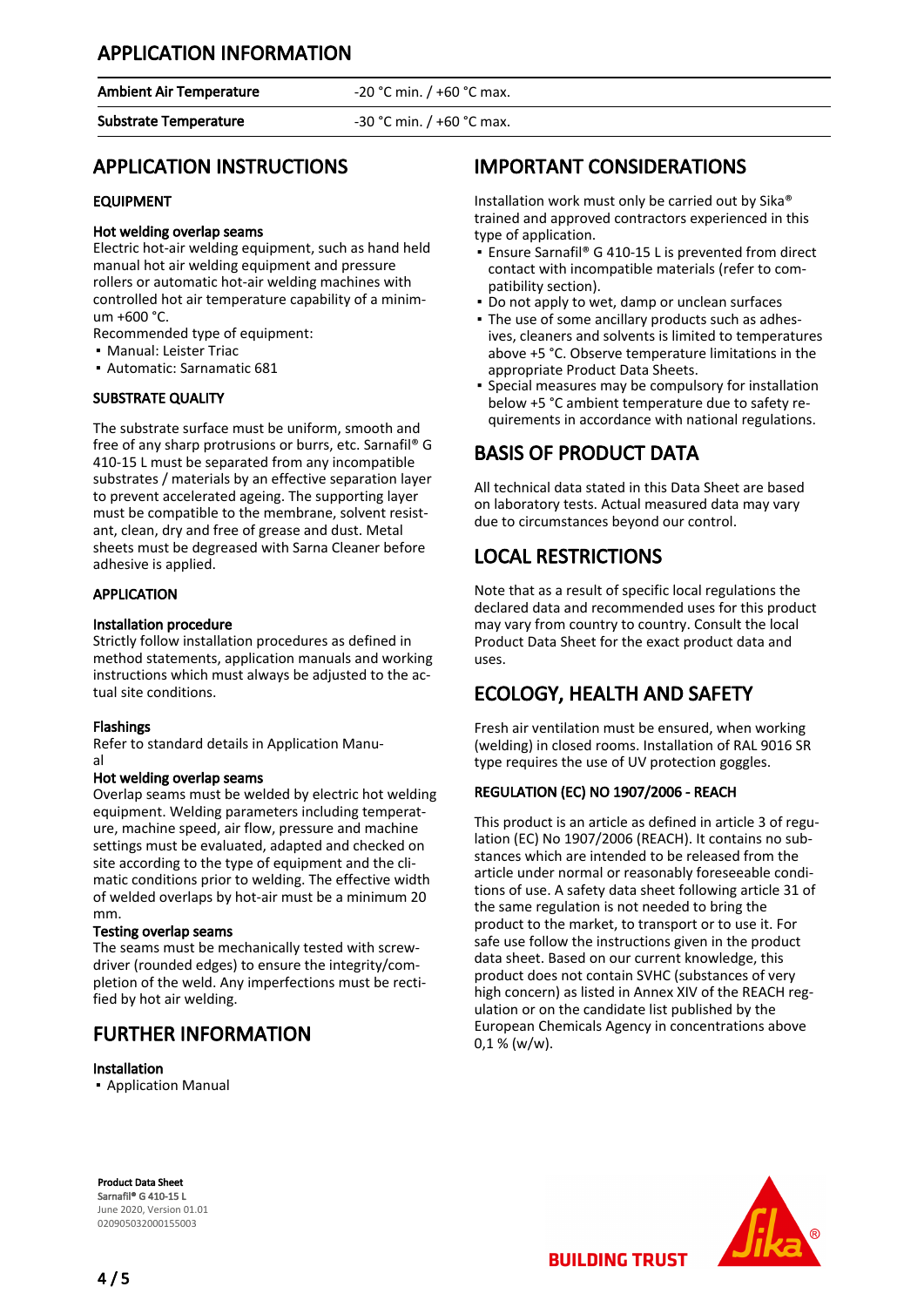## APPLICATION INFORMATION

| | |
|---|---|
| **Ambient Air Temperature** | -20 °C min. / +60 °C max. |
| **Substrate Temperature** | -30 °C min. / +60 °C max. |

## APPLICATION INSTRUCTIONS

### EQUIPMENT

**Hot welding overlap seams**

Electric hot-air welding equipment, such as hand held manual hot air welding equipment and pressure rollers or automatic hot-air welding machines with controlled hot air temperature capability of a minimum +600 °C.

Recommended type of equipment:

- Manual: Leister Triac
- Automatic: Sarnamatic 681

### SUBSTRATE QUALITY

The substrate surface must be uniform, smooth and free of any sharp protrusions or burrs, etc. Sarnafil® G 410-15 L must be separated from any incompatible substrates / materials by an effective separation layer to prevent accelerated ageing. The supporting layer must be compatible to the membrane, solvent resistant, clean, dry and free of grease and dust. Metal sheets must be degreased with Sarna Cleaner before adhesive is applied.

### APPLICATION

**Installation procedure**

Strictly follow installation procedures as defined in method statements, application manuals and working instructions which must always be adjusted to the actual site conditions.

**Flashings**

Refer to standard details in Application Manual

**Hot welding overlap seams**

Overlap seams must be welded by electric hot welding equipment. Welding parameters including temperature, machine speed, air flow, pressure and machine settings must be evaluated, adapted and checked on site according to the type of equipment and the climatic conditions prior to welding. The effective width of welded overlaps by hot-air must be a minimum 20 mm.

**Testing overlap seams**

The seams must be mechanically tested with screwdriver (rounded edges) to ensure the integrity/completion of the weld. Any imperfections must be rectified by hot air welding.

## FURTHER INFORMATION

**Installation**

- Application Manual

## IMPORTANT CONSIDERATIONS

Installation work must only be carried out by Sika® trained and approved contractors experienced in this type of application.

- Ensure Sarnafil® G 410-15 L is prevented from direct contact with incompatible materials (refer to compatibility section).
- Do not apply to wet, damp or unclean surfaces
- The use of some ancillary products such as adhesives, cleaners and solvents is limited to temperatures above +5 °C. Observe temperature limitations in the appropriate Product Data Sheets.
- Special measures may be compulsory for installation below +5 °C ambient temperature due to safety requirements in accordance with national regulations.

## BASIS OF PRODUCT DATA

All technical data stated in this Data Sheet are based on laboratory tests. Actual measured data may vary due to circumstances beyond our control.

## LOCAL RESTRICTIONS

Note that as a result of specific local regulations the declared data and recommended uses for this product may vary from country to country. Consult the local Product Data Sheet for the exact product data and uses.

## ECOLOGY, HEALTH AND SAFETY

Fresh air ventilation must be ensured, when working (welding) in closed rooms. Installation of RAL 9016 SR type requires the use of UV protection goggles.

### REGULATION (EC) NO 1907/2006 - REACH

This product is an article as defined in article 3 of regulation (EC) No 1907/2006 (REACH). It contains no substances which are intended to be released from the article under normal or reasonably foreseeable conditions of use. A safety data sheet following article 31 of the same regulation is not needed to bring the product to the market, to transport or to use it. For safe use follow the instructions given in the product data sheet. Based on our current knowledge, this product does not contain SVHC (substances of very high concern) as listed in Annex XIV of the REACH regulation or on the candidate list published by the European Chemicals Agency in concentrations above 0,1 % (w/w).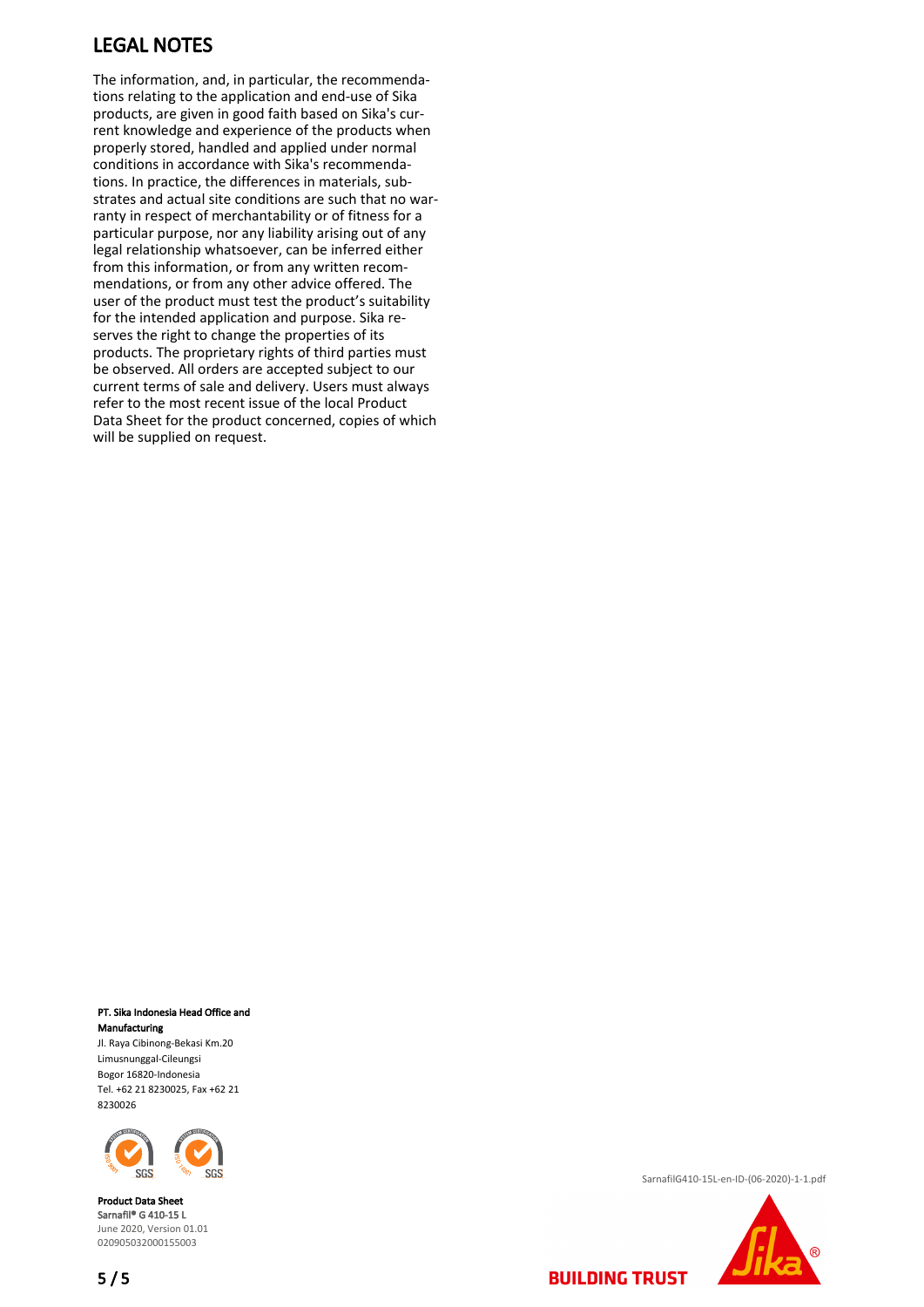## LEGAL NOTES

The information, and, in particular, the recommendations relating to the application and end-use of Sika products, are given in good faith based on Sika's current knowledge and experience of the products when properly stored, handled and applied under normal conditions in accordance with Sika's recommendations. In practice, the differences in materials, substrates and actual site conditions are such that no warranty in respect of merchantability or of fitness for a particular purpose, nor any liability arising out of any legal relationship whatsoever, can be inferred either from this information, or from any written recommendations, or from any other advice offered. The user of the product must test the product's suitability for the intended application and purpose. Sika reserves the right to change the properties of its products. The proprietary rights of third parties must be observed. All orders are accepted subject to our current terms of sale and delivery. Users must always refer to the most recent issue of the local Product Data Sheet for the product concerned, copies of which will be supplied on request.

**PT. Sika Indonesia Head Office and Manufacturing**
Jl. Raya Cibinong-Bekasi Km.20
Limusnunggal-Cileungsi
Bogor 16820-Indonesia
Tel. +62 21 8230025, Fax +62 21 8230026

**Product Data Sheet**
**Sarnafil® G 410-15 L**
June 2020, Version 01.01
020905032000155003

SarnafilG410-15L-en-ID-(06-2020)-1-1.pdf

BUILDING TRUST